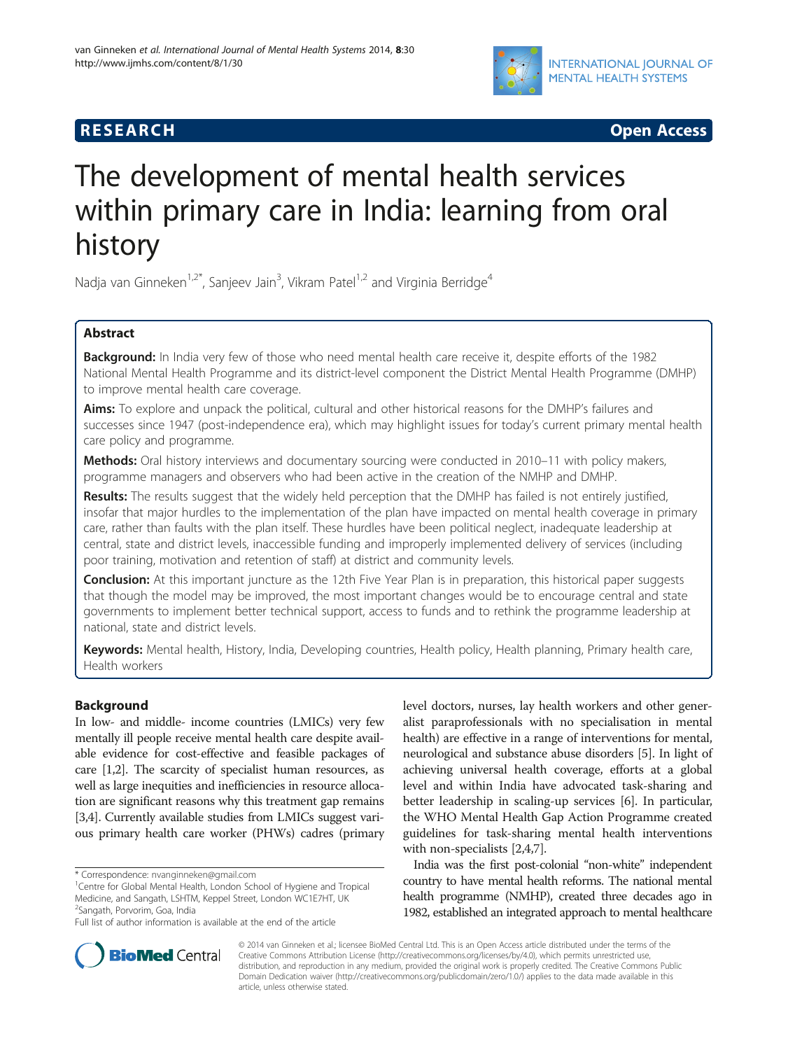**RESEARCH** **Open Access**

# The development of mental health services within primary care in India: learning from oral history

Nadja van Ginneken[1,2*], Sanjeev Jain[3], Vikram Patel[1,2] and Virginia Berridge[4]

## Abstract

**Background:** In India very few of those who need mental health care receive it, despite efforts of the 1982 National Mental Health Programme and its district-level component the District Mental Health Programme (DMHP) to improve mental health care coverage.

**Aims:** To explore and unpack the political, cultural and other historical reasons for the DMHP's failures and successes since 1947 (post-independence era), which may highlight issues for today's current primary mental health care policy and programme.

**Methods:** Oral history interviews and documentary sourcing were conducted in 2010–11 with policy makers, programme managers and observers who had been active in the creation of the NMHP and DMHP.

**Results:** The results suggest that the widely held perception that the DMHP has failed is not entirely justified, insofar that major hurdles to the implementation of the plan have impacted on mental health coverage in primary care, rather than faults with the plan itself. These hurdles have been political neglect, inadequate leadership at central, state and district levels, inaccessible funding and improperly implemented delivery of services (including poor training, motivation and retention of staff) at district and community levels.

**Conclusion:** At this important juncture as the 12th Five Year Plan is in preparation, this historical paper suggests that though the model may be improved, the most important changes would be to encourage central and state governments to implement better technical support, access to funds and to rethink the programme leadership at national, state and district levels.

**Keywords:** Mental health, History, India, Developing countries, Health policy, Health planning, Primary health care, Health workers

## Background

In low- and middle- income countries (LMICs) very few mentally ill people receive mental health care despite available evidence for cost-effective and feasible packages of care [1,2]. The scarcity of specialist human resources, as well as large inequities and inefficiencies in resource allocation are significant reasons why this treatment gap remains [3,4]. Currently available studies from LMICs suggest various primary health care worker (PHWs) cadres (primary level doctors, nurses, lay health workers and other generalist paraprofessionals with no specialisation in mental health) are effective in a range of interventions for mental, neurological and substance abuse disorders [5]. In light of achieving universal health coverage, efforts at a global level and within India have advocated task-sharing and better leadership in scaling-up services [6]. In particular, the WHO Mental Health Gap Action Programme created guidelines for task-sharing mental health interventions with non-specialists [2,4,7].

India was the first post-colonial "non-white" independent country to have mental health reforms. The national mental health programme (NMHP), created three decades ago in 1982, established an integrated approach to mental healthcare

\* Correspondence: nvanginneken@gmail.com
[1]Centre for Global Mental Health, London School of Hygiene and Tropical Medicine, and Sangath, LSHTM, Keppel Street, London WC1E7HT, UK
[2]Sangath, Porvorim, Goa, India
Full list of author information is available at the end of the article

© 2014 van Ginneken et al.; licensee BioMed Central Ltd. This is an Open Access article distributed under the terms of the Creative Commons Attribution License (http://creativecommons.org/licenses/by/4.0), which permits unrestricted use, distribution, and reproduction in any medium, provided the original work is properly credited. The Creative Commons Public Domain Dedication waiver (http://creativecommons.org/publicdomain/zero/1.0/) applies to the data made available in this article, unless otherwise stated.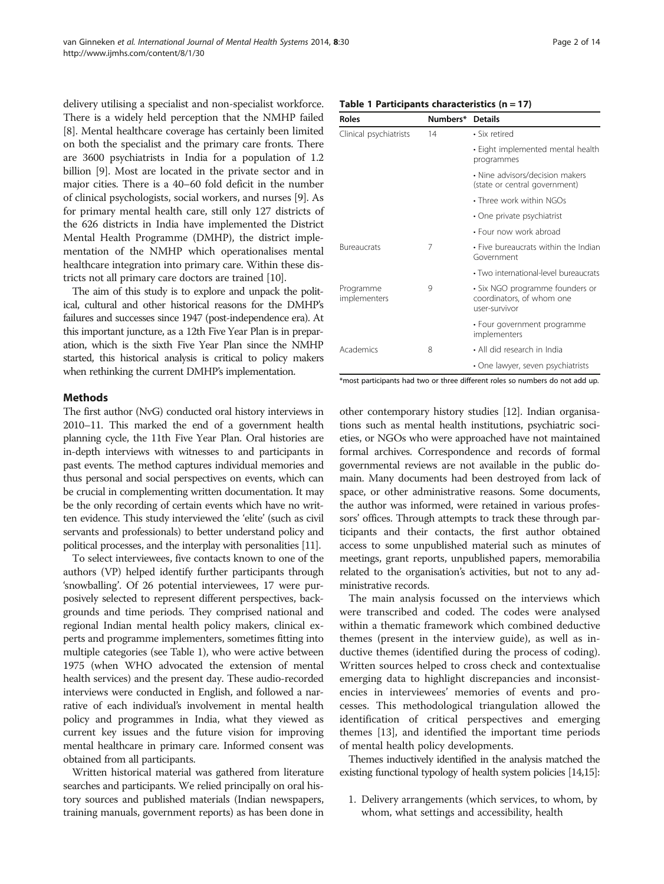delivery utilising a specialist and non-specialist workforce. There is a widely held perception that the NMHP failed [8]. Mental healthcare coverage has certainly been limited on both the specialist and the primary care fronts. There are 3600 psychiatrists in India for a population of 1.2 billion [9]. Most are located in the private sector and in major cities. There is a 40–60 fold deficit in the number of clinical psychologists, social workers, and nurses [9]. As for primary mental health care, still only 127 districts of the 626 districts in India have implemented the District Mental Health Programme (DMHP), the district implementation of the NMHP which operationalises mental healthcare integration into primary care. Within these districts not all primary care doctors are trained [10].

The aim of this study is to explore and unpack the political, cultural and other historical reasons for the DMHP's failures and successes since 1947 (post-independence era). At this important juncture, as a 12th Five Year Plan is in preparation, which is the sixth Five Year Plan since the NMHP started, this historical analysis is critical to policy makers when rethinking the current DMHP's implementation.

## Methods

The first author (NvG) conducted oral history interviews in 2010–11. This marked the end of a government health planning cycle, the 11th Five Year Plan. Oral histories are in-depth interviews with witnesses to and participants in past events. The method captures individual memories and thus personal and social perspectives on events, which can be crucial in complementing written documentation. It may be the only recording of certain events which have no written evidence. This study interviewed the 'elite' (such as civil servants and professionals) to better understand policy and political processes, and the interplay with personalities [11].

To select interviewees, five contacts known to one of the authors (VP) helped identify further participants through 'snowballing'. Of 26 potential interviewees, 17 were purposively selected to represent different perspectives, backgrounds and time periods. They comprised national and regional Indian mental health policy makers, clinical experts and programme implementers, sometimes fitting into multiple categories (see Table 1), who were active between 1975 (when WHO advocated the extension of mental health services) and the present day. These audio-recorded interviews were conducted in English, and followed a narrative of each individual's involvement in mental health policy and programmes in India, what they viewed as current key issues and the future vision for improving mental healthcare in primary care. Informed consent was obtained from all participants.

Written historical material was gathered from literature searches and participants. We relied principally on oral history sources and published materials (Indian newspapers, training manuals, government reports) as has been done in other contemporary history studies [12]. Indian organisations such as mental health institutions, psychiatric societies, or NGOs who were approached have not maintained formal archives. Correspondence and records of formal governmental reviews are not available in the public domain. Many documents had been destroyed from lack of space, or other administrative reasons. Some documents, the author was informed, were retained in various professors' offices. Through attempts to track these through participants and their contacts, the first author obtained access to some unpublished material such as minutes of meetings, grant reports, unpublished papers, memorabilia related to the organisation's activities, but not to any administrative records.

The main analysis focussed on the interviews which were transcribed and coded. The codes were analysed within a thematic framework which combined deductive themes (present in the interview guide), as well as inductive themes (identified during the process of coding). Written sources helped to cross check and contextualise emerging data to highlight discrepancies and inconsistencies in interviewees' memories of events and processes. This methodological triangulation allowed the identification of critical perspectives and emerging themes [13], and identified the important time periods of mental health policy developments.

Themes inductively identified in the analysis matched the existing functional typology of health system policies [14,15]:

1. Delivery arrangements (which services, to whom, by whom, what settings and accessibility, health

**Table 1 Participants characteristics (n = 17)**

| Roles | Numbers* | Details |
|---|---|---|
| Clinical psychiatrists | 14 | • Six retired |
| | | • Eight implemented mental health programmes |
| | | • Nine advisors/decision makers (state or central government) |
| | | • Three work within NGOs |
| | | • One private psychiatrist |
| | | • Four now work abroad |
| Bureaucrats | 7 | • Five bureaucrats within the Indian Government |
| | | • Two international-level bureaucrats |
| Programme implementers | 9 | • Six NGO programme founders or coordinators, of whom one user-survivor |
| | | • Four government programme implementers |
| Academics | 8 | • All did research in India |
| | | • One lawyer, seven psychiatrists |

*most participants had two or three different roles so numbers do not add up.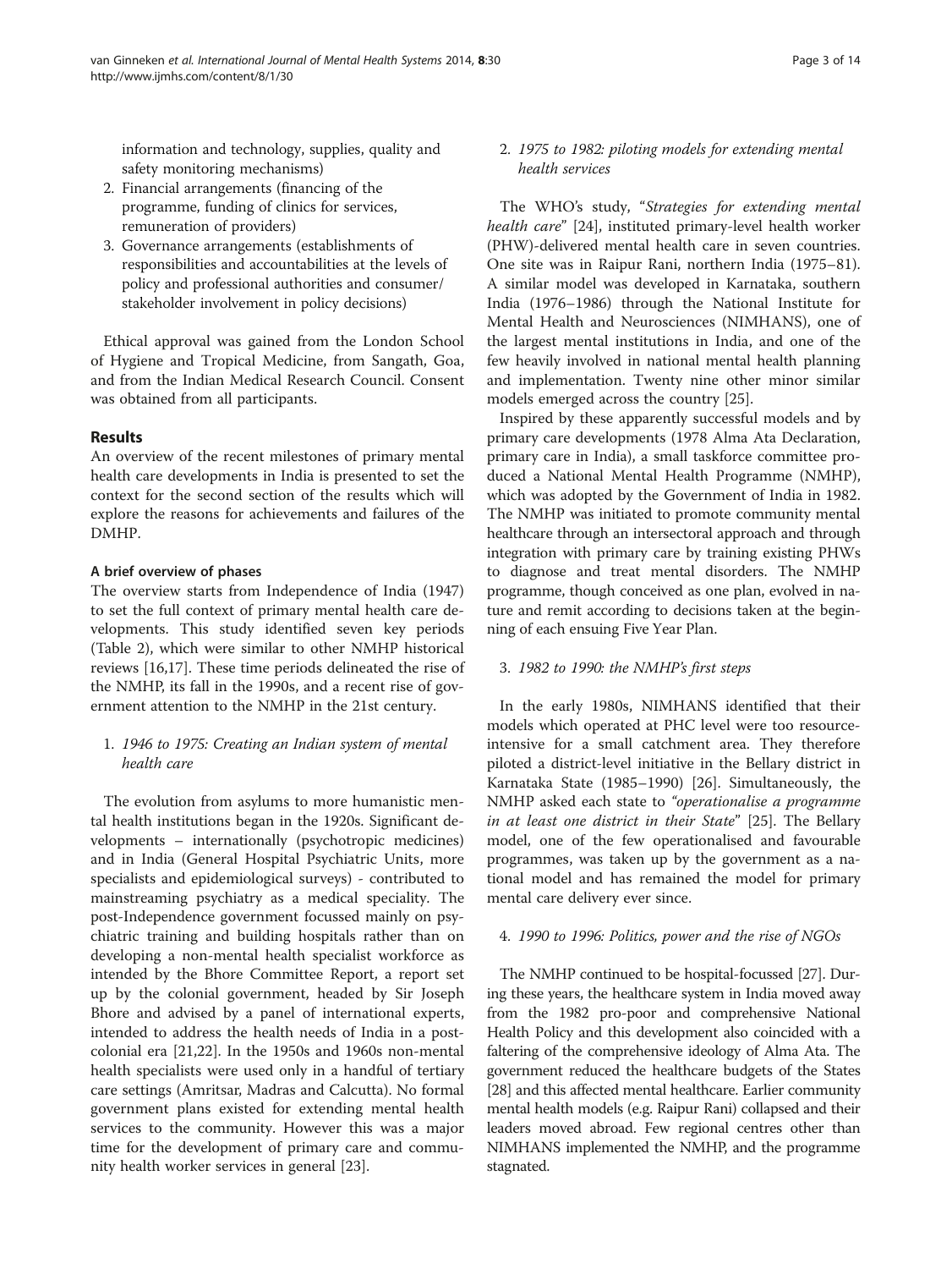information and technology, supplies, quality and safety monitoring mechanisms)
2. Financial arrangements (financing of the programme, funding of clinics for services, remuneration of providers)
3. Governance arrangements (establishments of responsibilities and accountabilities at the levels of policy and professional authorities and consumer/stakeholder involvement in policy decisions)

Ethical approval was gained from the London School of Hygiene and Tropical Medicine, from Sangath, Goa, and from the Indian Medical Research Council. Consent was obtained from all participants.

## Results

An overview of the recent milestones of primary mental health care developments in India is presented to set the context for the second section of the results which will explore the reasons for achievements and failures of the DMHP.

### A brief overview of phases

The overview starts from Independence of India (1947) to set the full context of primary mental health care developments. This study identified seven key periods (Table 2), which were similar to other NMHP historical reviews [16,17]. These time periods delineated the rise of the NMHP, its fall in the 1990s, and a recent rise of government attention to the NMHP in the 21st century.

1. *1946 to 1975: Creating an Indian system of mental health care*

The evolution from asylums to more humanistic mental health institutions began in the 1920s. Significant developments – internationally (psychotropic medicines) and in India (General Hospital Psychiatric Units, more specialists and epidemiological surveys) - contributed to mainstreaming psychiatry as a medical speciality. The post-Independence government focussed mainly on psychiatric training and building hospitals rather than on developing a non-mental health specialist workforce as intended by the Bhore Committee Report, a report set up by the colonial government, headed by Sir Joseph Bhore and advised by a panel of international experts, intended to address the health needs of India in a post-colonial era [21,22]. In the 1950s and 1960s non-mental health specialists were used only in a handful of tertiary care settings (Amritsar, Madras and Calcutta). No formal government plans existed for extending mental health services to the community. However this was a major time for the development of primary care and community health worker services in general [23].

2. *1975 to 1982: piloting models for extending mental health services*

The WHO's study, "*Strategies for extending mental health care*" [24], instituted primary-level health worker (PHW)-delivered mental health care in seven countries. One site was in Raipur Rani, northern India (1975–81). A similar model was developed in Karnataka, southern India (1976–1986) through the National Institute for Mental Health and Neurosciences (NIMHANS), one of the largest mental institutions in India, and one of the few heavily involved in national mental health planning and implementation. Twenty nine other minor similar models emerged across the country [25].

Inspired by these apparently successful models and by primary care developments (1978 Alma Ata Declaration, primary care in India), a small taskforce committee produced a National Mental Health Programme (NMHP), which was adopted by the Government of India in 1982. The NMHP was initiated to promote community mental healthcare through an intersectoral approach and through integration with primary care by training existing PHWs to diagnose and treat mental disorders. The NMHP programme, though conceived as one plan, evolved in nature and remit according to decisions taken at the beginning of each ensuing Five Year Plan.

3. *1982 to 1990: the NMHP's first steps*

In the early 1980s, NIMHANS identified that their models which operated at PHC level were too resource-intensive for a small catchment area. They therefore piloted a district-level initiative in the Bellary district in Karnataka State (1985–1990) [26]. Simultaneously, the NMHP asked each state to *"operationalise a programme in at least one district in their State"* [25]. The Bellary model, one of the few operationalised and favourable programmes, was taken up by the government as a national model and has remained the model for primary mental care delivery ever since.

4. *1990 to 1996: Politics, power and the rise of NGOs*

The NMHP continued to be hospital-focussed [27]. During these years, the healthcare system in India moved away from the 1982 pro-poor and comprehensive National Health Policy and this development also coincided with a faltering of the comprehensive ideology of Alma Ata. The government reduced the healthcare budgets of the States [28] and this affected mental healthcare. Earlier community mental health models (e.g. Raipur Rani) collapsed and their leaders moved abroad. Few regional centres other than NIMHANS implemented the NMHP, and the programme stagnated.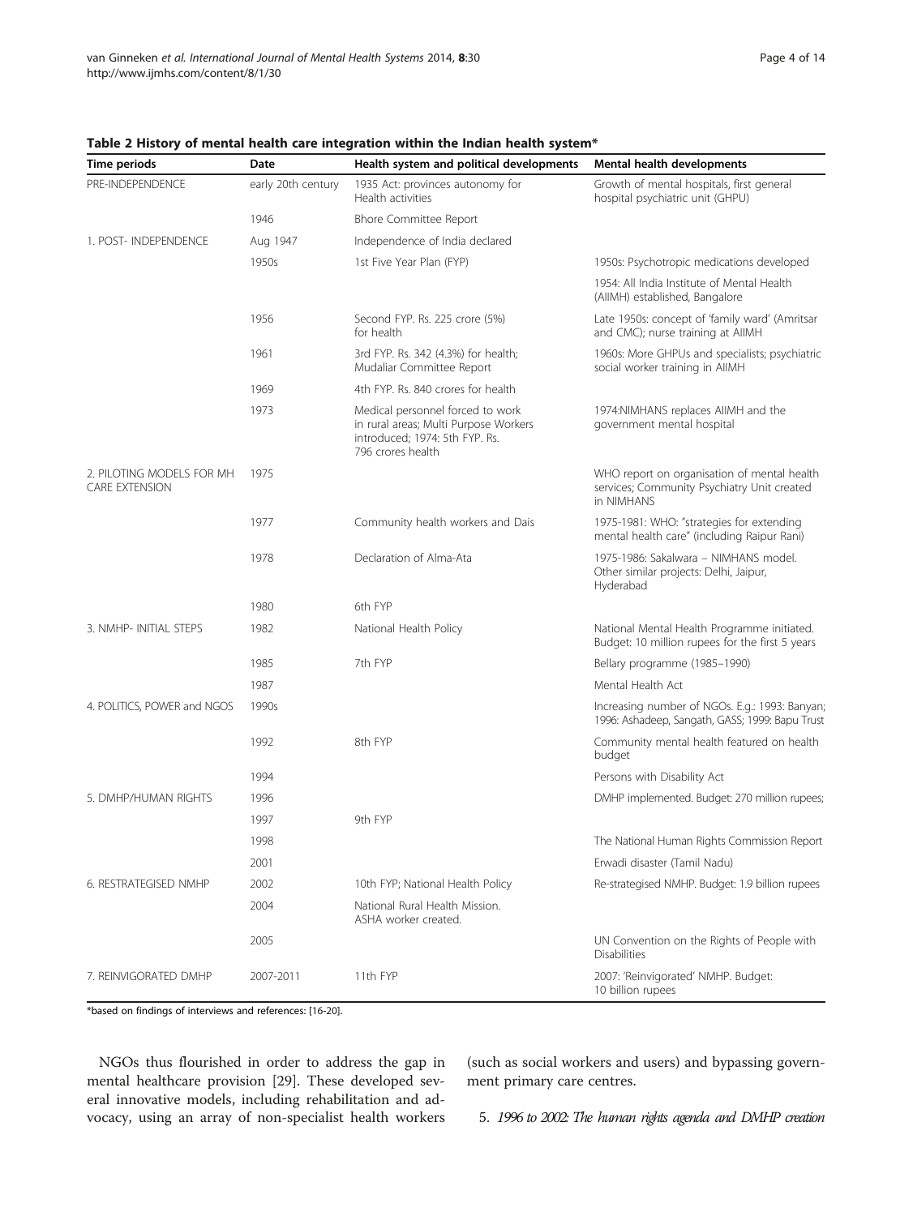**Table 2 History of mental health care integration within the Indian health system***

| Time periods | Date | Health system and political developments | Mental health developments |
|---|---|---|---|
| PRE-INDEPENDENCE | early 20th century | 1935 Act: provinces autonomy for Health activities | Growth of mental hospitals, first general hospital psychiatric unit (GHPU) |
| | 1946 | Bhore Committee Report | |
| 1. POST- INDEPENDENCE | Aug 1947 | Independence of India declared | |
| | 1950s | 1st Five Year Plan (FYP) | 1950s: Psychotropic medications developed |
| | | | 1954: All India Institute of Mental Health (AIIMH) established, Bangalore |
| | 1956 | Second FYP. Rs. 225 crore (5%) for health | Late 1950s: concept of 'family ward' (Amritsar and CMC); nurse training at AIIMH |
| | 1961 | 3rd FYP. Rs. 342 (4.3%) for health; Mudaliar Committee Report | 1960s: More GHPUs and specialists; psychiatric social worker training in AIIMH |
| | 1969 | 4th FYP. Rs. 840 crores for health | |
| | 1973 | Medical personnel forced to work in rural areas; Multi Purpose Workers introduced; 1974: 5th FYP. Rs. 796 crores health | 1974:NIMHANS replaces AIIMH and the government mental hospital |
| 2. PILOTING MODELS FOR MH CARE EXTENSION | 1975 | | WHO report on organisation of mental health services; Community Psychiatry Unit created in NIMHANS |
| | 1977 | Community health workers and Dais | 1975-1981: WHO: "strategies for extending mental health care" (including Raipur Rani) |
| | 1978 | Declaration of Alma-Ata | 1975-1986: Sakalwara – NIMHANS model. Other similar projects: Delhi, Jaipur, Hyderabad |
| | 1980 | 6th FYP | |
| 3. NMHP- INITIAL STEPS | 1982 | National Health Policy | National Mental Health Programme initiated. Budget: 10 million rupees for the first 5 years |
| | 1985 | 7th FYP | Bellary programme (1985–1990) |
| | 1987 | | Mental Health Act |
| 4. POLITICS, POWER and NGOS | 1990s | | Increasing number of NGOs. E.g.: 1993: Banyan; 1996: Ashadeep, Sangath, GASS; 1999: Bapu Trust |
| | 1992 | 8th FYP | Community mental health featured on health budget |
| | 1994 | | Persons with Disability Act |
| 5. DMHP/HUMAN RIGHTS | 1996 | | DMHP implemented. Budget: 270 million rupees; |
| | 1997 | 9th FYP | |
| | 1998 | | The National Human Rights Commission Report |
| | 2001 | | Erwadi disaster (Tamil Nadu) |
| 6. RESTRATEGISED NMHP | 2002 | 10th FYP; National Health Policy | Re-strategised NMHP. Budget: 1.9 billion rupees |
| | 2004 | National Rural Health Mission. ASHA worker created. | |
| | 2005 | | UN Convention on the Rights of People with Disabilities |
| 7. REINVIGORATED DMHP | 2007-2011 | 11th FYP | 2007: 'Reinvigorated' NMHP. Budget: 10 billion rupees |

*based on findings of interviews and references: [16-20].

NGOs thus flourished in order to address the gap in mental healthcare provision [29]. These developed several innovative models, including rehabilitation and advocacy, using an array of non-specialist health workers (such as social workers and users) and bypassing government primary care centres.

5. *1996 to 2002: The human rights agenda and DMHP creation*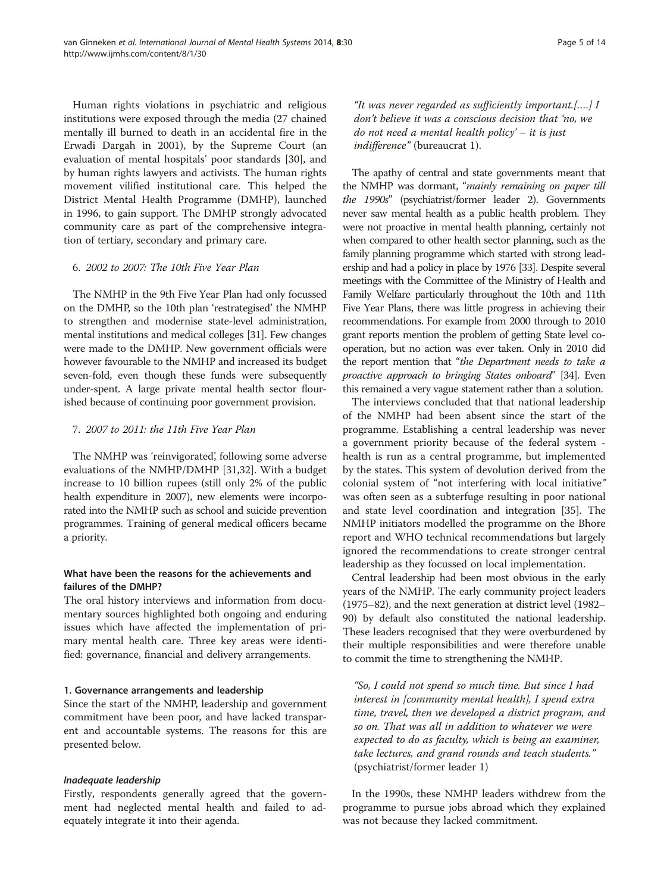Human rights violations in psychiatric and religious institutions were exposed through the media (27 chained mentally ill burned to death in an accidental fire in the Erwadi Dargah in 2001), by the Supreme Court (an evaluation of mental hospitals' poor standards [30], and by human rights lawyers and activists. The human rights movement vilified institutional care. This helped the District Mental Health Programme (DMHP), launched in 1996, to gain support. The DMHP strongly advocated community care as part of the comprehensive integration of tertiary, secondary and primary care.

6. *2002 to 2007: The 10th Five Year Plan*

The NMHP in the 9th Five Year Plan had only focussed on the DMHP, so the 10th plan 'restrategised' the NMHP to strengthen and modernise state-level administration, mental institutions and medical colleges [31]. Few changes were made to the DMHP. New government officials were however favourable to the NMHP and increased its budget seven-fold, even though these funds were subsequently under-spent. A large private mental health sector flourished because of continuing poor government provision.

7. *2007 to 2011: the 11th Five Year Plan*

The NMHP was 'reinvigorated', following some adverse evaluations of the NMHP/DMHP [31,32]. With a budget increase to 10 billion rupees (still only 2% of the public health expenditure in 2007), new elements were incorporated into the NMHP such as school and suicide prevention programmes. Training of general medical officers became a priority.

## What have been the reasons for the achievements and failures of the DMHP?

The oral history interviews and information from documentary sources highlighted both ongoing and enduring issues which have affected the implementation of primary mental health care. Three key areas were identified: governance, financial and delivery arrangements.

### 1. Governance arrangements and leadership

Since the start of the NMHP, leadership and government commitment have been poor, and have lacked transparent and accountable systems. The reasons for this are presented below.

#### *Inadequate leadership*

Firstly, respondents generally agreed that the government had neglected mental health and failed to adequately integrate it into their agenda.

> *"It was never regarded as sufficiently important.[….] I don't believe it was a conscious decision that 'no, we do not need a mental health policy' – it is just indifference"* (bureaucrat 1).

The apathy of central and state governments meant that the NMHP was dormant, *"mainly remaining on paper till the 1990s"* (psychiatrist/former leader 2). Governments never saw mental health as a public health problem. They were not proactive in mental health planning, certainly not when compared to other health sector planning, such as the family planning programme which started with strong leadership and had a policy in place by 1976 [33]. Despite several meetings with the Committee of the Ministry of Health and Family Welfare particularly throughout the 10th and 11th Five Year Plans, there was little progress in achieving their recommendations. For example from 2000 through to 2010 grant reports mention the problem of getting State level co-operation, but no action was ever taken. Only in 2010 did the report mention that *"the Department needs to take a proactive approach to bringing States onboard"* [34]. Even this remained a very vague statement rather than a solution.

The interviews concluded that that national leadership of the NMHP had been absent since the start of the programme. Establishing a central leadership was never a government priority because of the federal system - health is run as a central programme, but implemented by the states. This system of devolution derived from the colonial system of "not interfering with local initiative" was often seen as a subterfuge resulting in poor national and state level coordination and integration [35]. The NMHP initiators modelled the programme on the Bhore report and WHO technical recommendations but largely ignored the recommendations to create stronger central leadership as they focussed on local implementation.

Central leadership had been most obvious in the early years of the NMHP. The early community project leaders (1975–82), and the next generation at district level (1982–90) by default also constituted the national leadership. These leaders recognised that they were overburdened by their multiple responsibilities and were therefore unable to commit the time to strengthening the NMHP.

> *"So, I could not spend so much time. But since I had interest in [community mental health], I spend extra time, travel, then we developed a district program, and so on. That was all in addition to whatever we were expected to do as faculty, which is being an examiner, take lectures, and grand rounds and teach students."* (psychiatrist/former leader 1)

In the 1990s, these NMHP leaders withdrew from the programme to pursue jobs abroad which they explained was not because they lacked commitment.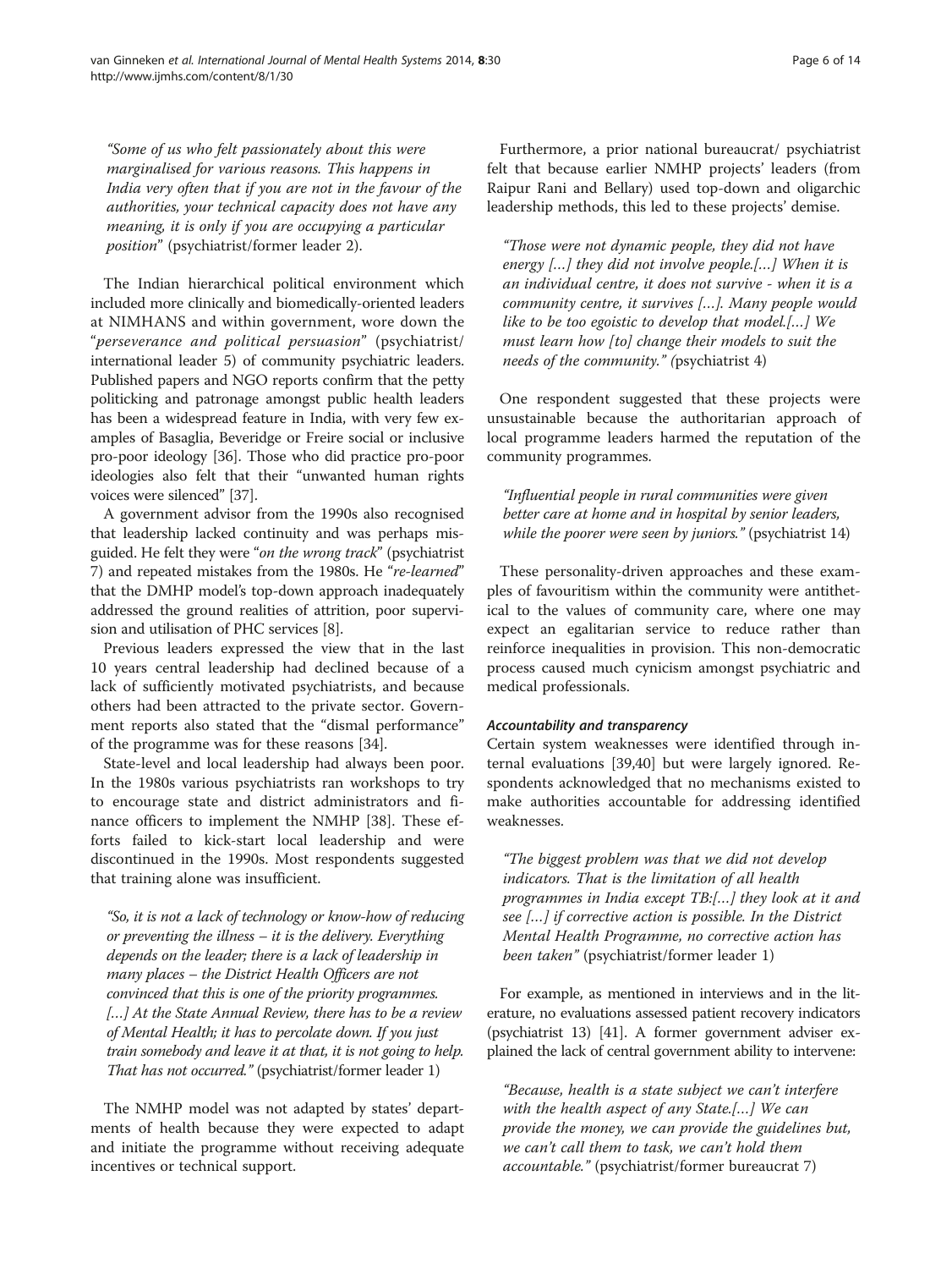*"Some of us who felt passionately about this were marginalised for various reasons. This happens in India very often that if you are not in the favour of the authorities, your technical capacity does not have any meaning, it is only if you are occupying a particular position"* (psychiatrist/former leader 2).

The Indian hierarchical political environment which included more clinically and biomedically-oriented leaders at NIMHANS and within government, wore down the "*perseverance and political persuasion*" (psychiatrist/international leader 5) of community psychiatric leaders. Published papers and NGO reports confirm that the petty politicking and patronage amongst public health leaders has been a widespread feature in India, with very few examples of Basaglia, Beveridge or Freire social or inclusive pro-poor ideology [36]. Those who did practice pro-poor ideologies also felt that their "unwanted human rights voices were silenced" [37].

A government advisor from the 1990s also recognised that leadership lacked continuity and was perhaps misguided. He felt they were "*on the wrong track*" (psychiatrist 7) and repeated mistakes from the 1980s. He "*re-learned*" that the DMHP model's top-down approach inadequately addressed the ground realities of attrition, poor supervision and utilisation of PHC services [8].

Previous leaders expressed the view that in the last 10 years central leadership had declined because of a lack of sufficiently motivated psychiatrists, and because others had been attracted to the private sector. Government reports also stated that the "dismal performance" of the programme was for these reasons [34].

State-level and local leadership had always been poor. In the 1980s various psychiatrists ran workshops to try to encourage state and district administrators and finance officers to implement the NMHP [38]. These efforts failed to kick-start local leadership and were discontinued in the 1990s. Most respondents suggested that training alone was insufficient.

*"So, it is not a lack of technology or know-how of reducing or preventing the illness – it is the delivery. Everything depends on the leader; there is a lack of leadership in many places – the District Health Officers are not convinced that this is one of the priority programmes. [...] At the State Annual Review, there has to be a review of Mental Health; it has to percolate down. If you just train somebody and leave it at that, it is not going to help. That has not occurred."* (psychiatrist/former leader 1)

The NMHP model was not adapted by states' departments of health because they were expected to adapt and initiate the programme without receiving adequate incentives or technical support.

Furthermore, a prior national bureaucrat/ psychiatrist felt that because earlier NMHP projects' leaders (from Raipur Rani and Bellary) used top-down and oligarchic leadership methods, this led to these projects' demise.

*"Those were not dynamic people, they did not have energy [...] they did not involve people.[...] When it is an individual centre, it does not survive - when it is a community centre, it survives [...]. Many people would like to be too egoistic to develop that model.[...] We must learn how [to] change their models to suit the needs of the community." (*psychiatrist 4)

One respondent suggested that these projects were unsustainable because the authoritarian approach of local programme leaders harmed the reputation of the community programmes.

*"Influential people in rural communities were given better care at home and in hospital by senior leaders, while the poorer were seen by juniors."* (psychiatrist 14)

These personality-driven approaches and these examples of favouritism within the community were antithetical to the values of community care, where one may expect an egalitarian service to reduce rather than reinforce inequalities in provision. This non-democratic process caused much cynicism amongst psychiatric and medical professionals.

#### Accountability and transparency

Certain system weaknesses were identified through internal evaluations [39,40] but were largely ignored. Respondents acknowledged that no mechanisms existed to make authorities accountable for addressing identified weaknesses.

*"The biggest problem was that we did not develop indicators. That is the limitation of all health programmes in India except TB:[...] they look at it and see [...] if corrective action is possible. In the District Mental Health Programme, no corrective action has been taken"* (psychiatrist/former leader 1)

For example, as mentioned in interviews and in the literature, no evaluations assessed patient recovery indicators (psychiatrist 13) [41]. A former government adviser explained the lack of central government ability to intervene:

*"Because, health is a state subject we can't interfere with the health aspect of any State.[...] We can provide the money, we can provide the guidelines but, we can't call them to task, we can't hold them accountable."* (psychiatrist/former bureaucrat 7)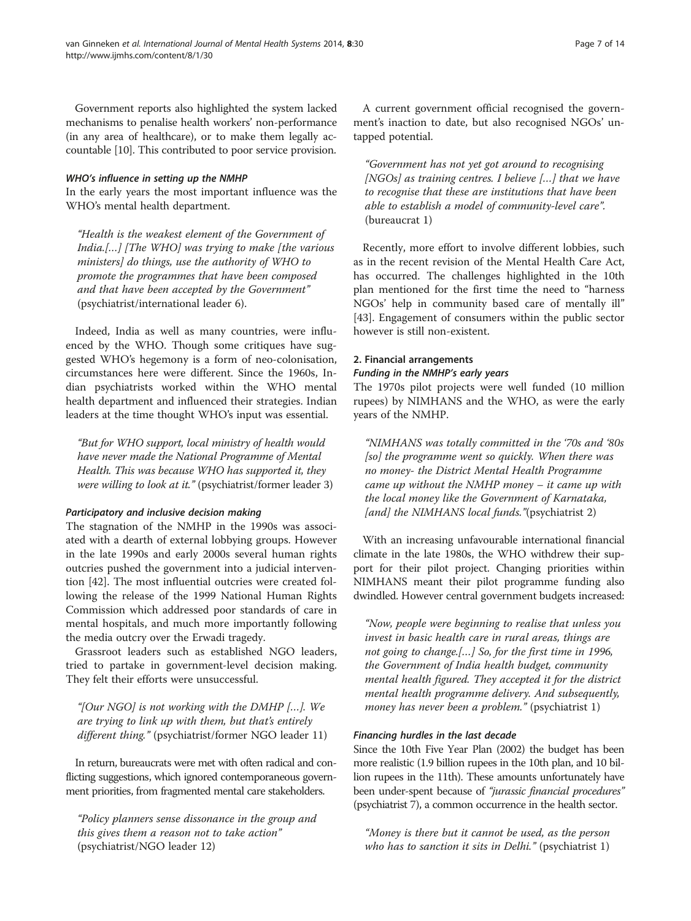Government reports also highlighted the system lacked mechanisms to penalise health workers' non-performance (in any area of healthcare), or to make them legally accountable [10]. This contributed to poor service provision.

#### *WHO's influence in setting up the NMHP*

In the early years the most important influence was the WHO's mental health department.

> "Health is the weakest element of the Government of India.[…] [The WHO] was trying to make [the various ministers] do things, use the authority of WHO to promote the programmes that have been composed and that have been accepted by the Government" (psychiatrist/international leader 6).

Indeed, India as well as many countries, were influenced by the WHO. Though some critiques have suggested WHO's hegemony is a form of neo-colonisation, circumstances here were different. Since the 1960s, Indian psychiatrists worked within the WHO mental health department and influenced their strategies. Indian leaders at the time thought WHO's input was essential.

> "But for WHO support, local ministry of health would have never made the National Programme of Mental Health. This was because WHO has supported it, they were willing to look at it." (psychiatrist/former leader 3)

#### *Participatory and inclusive decision making*

The stagnation of the NMHP in the 1990s was associated with a dearth of external lobbying groups. However in the late 1990s and early 2000s several human rights outcries pushed the government into a judicial intervention [42]. The most influential outcries were created following the release of the 1999 National Human Rights Commission which addressed poor standards of care in mental hospitals, and much more importantly following the media outcry over the Erwadi tragedy.

Grassroot leaders such as established NGO leaders, tried to partake in government-level decision making. They felt their efforts were unsuccessful.

> "[Our NGO] is not working with the DMHP […]. We are trying to link up with them, but that's entirely different thing." (psychiatrist/former NGO leader 11)

In return, bureaucrats were met with often radical and conflicting suggestions, which ignored contemporaneous government priorities, from fragmented mental care stakeholders.

> "Policy planners sense dissonance in the group and this gives them a reason not to take action" (psychiatrist/NGO leader 12)

A current government official recognised the government's inaction to date, but also recognised NGOs' untapped potential.

> "Government has not yet got around to recognising [NGOs] as training centres. I believe […] that we have to recognise that these are institutions that have been able to establish a model of community-level care". (bureaucrat 1)

Recently, more effort to involve different lobbies, such as in the recent revision of the Mental Health Care Act, has occurred. The challenges highlighted in the 10th plan mentioned for the first time the need to "harness NGOs' help in community based care of mentally ill" [43]. Engagement of consumers within the public sector however is still non-existent.

### 2. Financial arrangements

#### *Funding in the NMHP's early years*

The 1970s pilot projects were well funded (10 million rupees) by NIMHANS and the WHO, as were the early years of the NMHP.

> "NIMHANS was totally committed in the '70s and '80s [so] the programme went so quickly. When there was no money- the District Mental Health Programme came up without the NMHP money – it came up with the local money like the Government of Karnataka, [and] the NIMHANS local funds."(psychiatrist 2)

With an increasing unfavourable international financial climate in the late 1980s, the WHO withdrew their support for their pilot project. Changing priorities within NIMHANS meant their pilot programme funding also dwindled. However central government budgets increased:

> "Now, people were beginning to realise that unless you invest in basic health care in rural areas, things are not going to change.[…] So, for the first time in 1996, the Government of India health budget, community mental health figured. They accepted it for the district mental health programme delivery. And subsequently, money has never been a problem." (psychiatrist 1)

#### *Financing hurdles in the last decade*

Since the 10th Five Year Plan (2002) the budget has been more realistic (1.9 billion rupees in the 10th plan, and 10 billion rupees in the 11th). These amounts unfortunately have been under-spent because of *"jurassic financial procedures"* (psychiatrist 7), a common occurrence in the health sector.

> "Money is there but it cannot be used, as the person who has to sanction it sits in Delhi." (psychiatrist 1)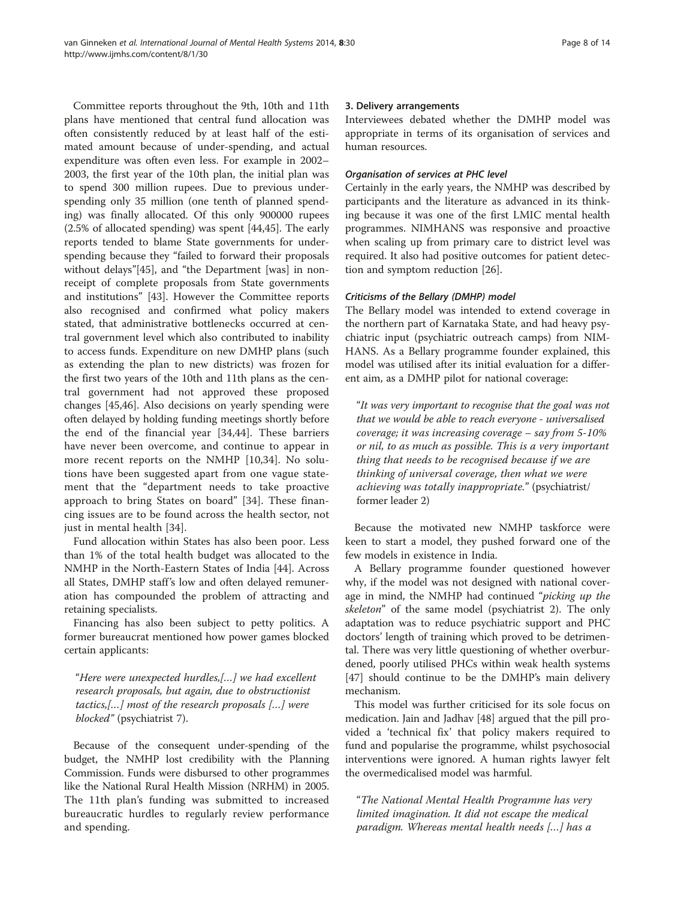Committee reports throughout the 9th, 10th and 11th plans have mentioned that central fund allocation was often consistently reduced by at least half of the estimated amount because of under-spending, and actual expenditure was often even less. For example in 2002–2003, the first year of the 10th plan, the initial plan was to spend 300 million rupees. Due to previous underspending only 35 million (one tenth of planned spending) was finally allocated. Of this only 900000 rupees (2.5% of allocated spending) was spent [44,45]. The early reports tended to blame State governments for underspending because they "failed to forward their proposals without delays"[45], and "the Department [was] in non-receipt of complete proposals from State governments and institutions" [43]. However the Committee reports also recognised and confirmed what policy makers stated, that administrative bottlenecks occurred at central government level which also contributed to inability to access funds. Expenditure on new DMHP plans (such as extending the plan to new districts) was frozen for the first two years of the 10th and 11th plans as the central government had not approved these proposed changes [45,46]. Also decisions on yearly spending were often delayed by holding funding meetings shortly before the end of the financial year [34,44]. These barriers have never been overcome, and continue to appear in more recent reports on the NMHP [10,34]. No solutions have been suggested apart from one vague statement that the "department needs to take proactive approach to bring States on board" [34]. These financing issues are to be found across the health sector, not just in mental health [34].

Fund allocation within States has also been poor. Less than 1% of the total health budget was allocated to the NMHP in the North-Eastern States of India [44]. Across all States, DMHP staff's low and often delayed remuneration has compounded the problem of attracting and retaining specialists.

Financing has also been subject to petty politics. A former bureaucrat mentioned how power games blocked certain applicants:

> "Here were unexpected hurdles,[...] we had excellent research proposals, but again, due to obstructionist tactics,[...] most of the research proposals [...] were blocked" (psychiatrist 7).

Because of the consequent under-spending of the budget, the NMHP lost credibility with the Planning Commission. Funds were disbursed to other programmes like the National Rural Health Mission (NRHM) in 2005. The 11th plan's funding was submitted to increased bureaucratic hurdles to regularly review performance and spending.

### 3. Delivery arrangements

Interviewees debated whether the DMHP model was appropriate in terms of its organisation of services and human resources.

#### *Organisation of services at PHC level*

Certainly in the early years, the NMHP was described by participants and the literature as advanced in its thinking because it was one of the first LMIC mental health programmes. NIMHANS was responsive and proactive when scaling up from primary care to district level was required. It also had positive outcomes for patient detection and symptom reduction [26].

#### *Criticisms of the Bellary (DMHP) model*

The Bellary model was intended to extend coverage in the northern part of Karnataka State, and had heavy psychiatric input (psychiatric outreach camps) from NIMHANS. As a Bellary programme founder explained, this model was utilised after its initial evaluation for a different aim, as a DMHP pilot for national coverage:

> "*It was very important to recognise that the goal was not that we would be able to reach everyone - universalised coverage; it was increasing coverage – say from 5-10% or nil, to as much as possible. This is a very important thing that needs to be recognised because if we are thinking of universal coverage, then what we were achieving was totally inappropriate.*" (psychiatrist/former leader 2)

Because the motivated new NMHP taskforce were keen to start a model, they pushed forward one of the few models in existence in India.

A Bellary programme founder questioned however why, if the model was not designed with national coverage in mind, the NMHP had continued "*picking up the skeleton*" of the same model (psychiatrist 2). The only adaptation was to reduce psychiatric support and PHC doctors' length of training which proved to be detrimental. There was very little questioning of whether overburdened, poorly utilised PHCs within weak health systems [47] should continue to be the DMHP's main delivery mechanism.

This model was further criticised for its sole focus on medication. Jain and Jadhav [48] argued that the pill provided a 'technical fix' that policy makers required to fund and popularise the programme, whilst psychosocial interventions were ignored. A human rights lawyer felt the overmedicalised model was harmful.

> "*The National Mental Health Programme has very limited imagination. It did not escape the medical paradigm. Whereas mental health needs [...] has a*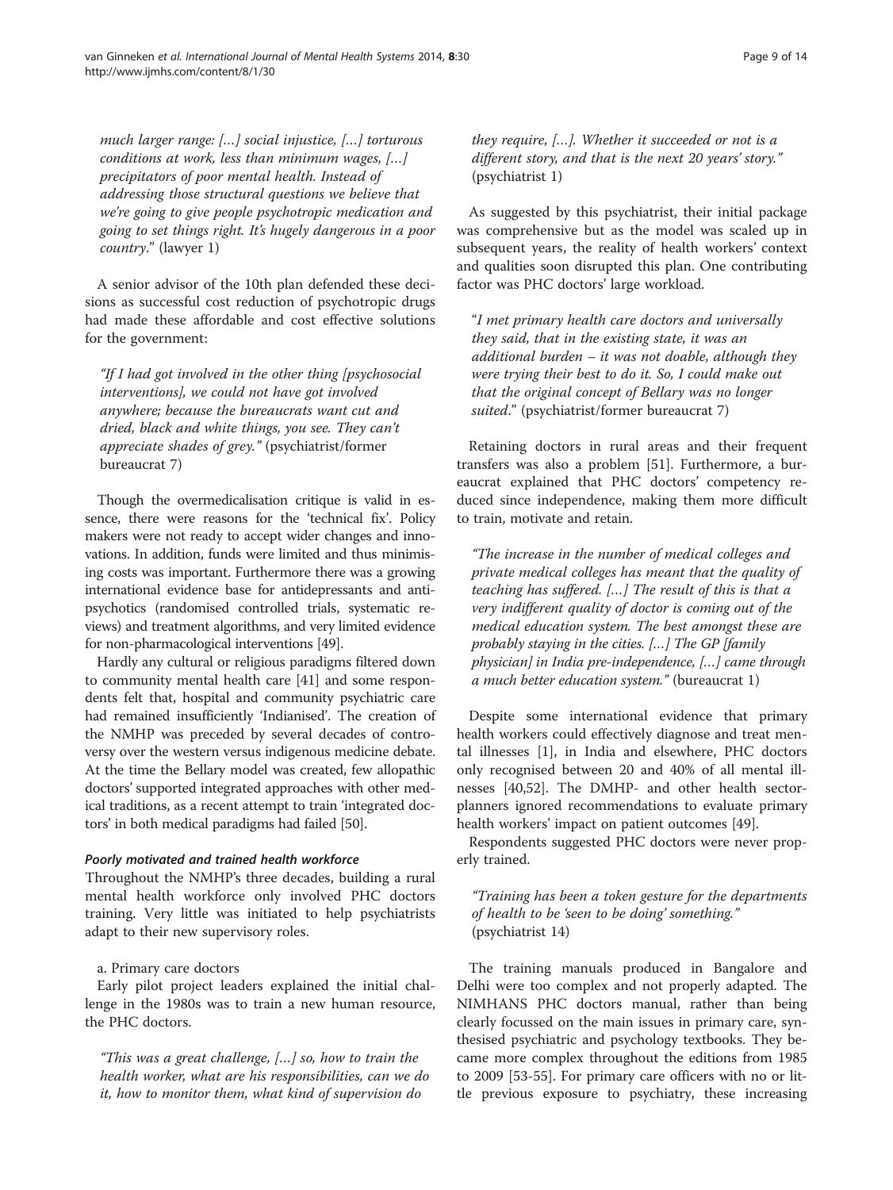much larger range: [...] social injustice, [...] torturous conditions at work, less than minimum wages, [...] precipitators of poor mental health. Instead of addressing those structural questions we believe that we're going to give people psychotropic medication and going to set things right. It's hugely dangerous in a poor country." (lawyer 1)

A senior advisor of the 10th plan defended these decisions as successful cost reduction of psychotropic drugs had made these affordable and cost effective solutions for the government:

> "If I had got involved in the other thing [psychosocial interventions], we could not have got involved anywhere; because the bureaucrats want cut and dried, black and white things, you see. They can't appreciate shades of grey." (psychiatrist/former bureaucrat 7)

Though the overmedicalisation critique is valid in essence, there were reasons for the 'technical fix'. Policy makers were not ready to accept wider changes and innovations. In addition, funds were limited and thus minimising costs was important. Furthermore there was a growing international evidence base for antidepressants and antipsychotics (randomised controlled trials, systematic reviews) and treatment algorithms, and very limited evidence for non-pharmacological interventions [49].

Hardly any cultural or religious paradigms filtered down to community mental health care [41] and some respondents felt that, hospital and community psychiatric care had remained insufficiently 'Indianised'. The creation of the NMHP was preceded by several decades of controversy over the western versus indigenous medicine debate. At the time the Bellary model was created, few allopathic doctors' supported integrated approaches with other medical traditions, as a recent attempt to train 'integrated doctors' in both medical paradigms had failed [50].

#### *Poorly motivated and trained health workforce*

Throughout the NMHP's three decades, building a rural mental health workforce only involved PHC doctors training. Very little was initiated to help psychiatrists adapt to their new supervisory roles.

a. Primary care doctors

Early pilot project leaders explained the initial challenge in the 1980s was to train a new human resource, the PHC doctors.

> "This was a great challenge, [...] so, how to train the health worker, what are his responsibilities, can we do it, how to monitor them, what kind of supervision do they require, [...]. Whether it succeeded or not is a different story, and that is the next 20 years' story." (psychiatrist 1)

As suggested by this psychiatrist, their initial package was comprehensive but as the model was scaled up in subsequent years, the reality of health workers' context and qualities soon disrupted this plan. One contributing factor was PHC doctors' large workload.

> "I met primary health care doctors and universally they said, that in the existing state, it was an additional burden – it was not doable, although they were trying their best to do it. So, I could make out that the original concept of Bellary was no longer suited." (psychiatrist/former bureaucrat 7)

Retaining doctors in rural areas and their frequent transfers was also a problem [51]. Furthermore, a bureaucrat explained that PHC doctors' competency reduced since independence, making them more difficult to train, motivate and retain.

> "The increase in the number of medical colleges and private medical colleges has meant that the quality of teaching has suffered. [...] The result of this is that a very indifferent quality of doctor is coming out of the medical education system. The best amongst these are probably staying in the cities. [...] The GP [family physician] in India pre-independence, [...] came through a much better education system." (bureaucrat 1)

Despite some international evidence that primary health workers could effectively diagnose and treat mental illnesses [1], in India and elsewhere, PHC doctors only recognised between 20 and 40% of all mental illnesses [40,52]. The DMHP- and other health sector-planners ignored recommendations to evaluate primary health workers' impact on patient outcomes [49].

Respondents suggested PHC doctors were never properly trained.

> "Training has been a token gesture for the departments of health to be 'seen to be doing' something." (psychiatrist 14)

The training manuals produced in Bangalore and Delhi were too complex and not properly adapted. The NIMHANS PHC doctors manual, rather than being clearly focussed on the main issues in primary care, synthesised psychiatric and psychology textbooks. They became more complex throughout the editions from 1985 to 2009 [53-55]. For primary care officers with no or little previous exposure to psychiatry, these increasing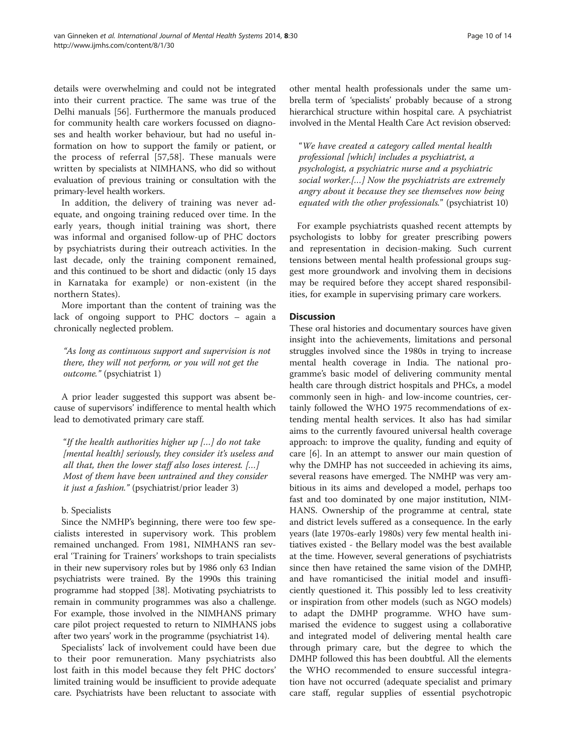details were overwhelming and could not be integrated into their current practice. The same was true of the Delhi manuals [56]. Furthermore the manuals produced for community health care workers focussed on diagnoses and health worker behaviour, but had no useful information on how to support the family or patient, or the process of referral [57,58]. These manuals were written by specialists at NIMHANS, who did so without evaluation of previous training or consultation with the primary-level health workers.

In addition, the delivery of training was never adequate, and ongoing training reduced over time. In the early years, though initial training was short, there was informal and organised follow-up of PHC doctors by psychiatrists during their outreach activities. In the last decade, only the training component remained, and this continued to be short and didactic (only 15 days in Karnataka for example) or non-existent (in the northern States).

More important than the content of training was the lack of ongoing support to PHC doctors – again a chronically neglected problem.

> *"As long as continuous support and supervision is not there, they will not perform, or you will not get the outcome."* (psychiatrist 1)

A prior leader suggested this support was absent because of supervisors' indifference to mental health which lead to demotivated primary care staff.

> *"If the health authorities higher up […] do not take [mental health] seriously, they consider it's useless and all that, then the lower staff also loses interest. […] Most of them have been untrained and they consider it just a fashion."* (psychiatrist/prior leader 3)

b. Specialists

Since the NMHP's beginning, there were too few specialists interested in supervisory work. This problem remained unchanged. From 1981, NIMHANS ran several 'Training for Trainers' workshops to train specialists in their new supervisory roles but by 1986 only 63 Indian psychiatrists were trained. By the 1990s this training programme had stopped [38]. Motivating psychiatrists to remain in community programmes was also a challenge. For example, those involved in the NIMHANS primary care pilot project requested to return to NIMHANS jobs after two years' work in the programme (psychiatrist 14).

Specialists' lack of involvement could have been due to their poor remuneration. Many psychiatrists also lost faith in this model because they felt PHC doctors' limited training would be insufficient to provide adequate care. Psychiatrists have been reluctant to associate with other mental health professionals under the same umbrella term of 'specialists' probably because of a strong hierarchical structure within hospital care. A psychiatrist involved in the Mental Health Care Act revision observed:

> *"We have created a category called mental health professional [which] includes a psychiatrist, a psychologist, a psychiatric nurse and a psychiatric social worker.[…] Now the psychiatrists are extremely angry about it because they see themselves now being equated with the other professionals."* (psychiatrist 10)

For example psychiatrists quashed recent attempts by psychologists to lobby for greater prescribing powers and representation in decision-making. Such current tensions between mental health professional groups suggest more groundwork and involving them in decisions may be required before they accept shared responsibilities, for example in supervising primary care workers.

## Discussion

These oral histories and documentary sources have given insight into the achievements, limitations and personal struggles involved since the 1980s in trying to increase mental health coverage in India. The national programme's basic model of delivering community mental health care through district hospitals and PHCs, a model commonly seen in high- and low-income countries, certainly followed the WHO 1975 recommendations of extending mental health services. It also has had similar aims to the currently favoured universal health coverage approach: to improve the quality, funding and equity of care [6]. In an attempt to answer our main question of why the DMHP has not succeeded in achieving its aims, several reasons have emerged. The NMHP was very ambitious in its aims and developed a model, perhaps too fast and too dominated by one major institution, NIMHANS. Ownership of the programme at central, state and district levels suffered as a consequence. In the early years (late 1970s-early 1980s) very few mental health initiatives existed - the Bellary model was the best available at the time. However, several generations of psychiatrists since then have retained the same vision of the DMHP, and have romanticised the initial model and insufficiently questioned it. This possibly led to less creativity or inspiration from other models (such as NGO models) to adapt the DMHP programme. WHO have summarised the evidence to suggest using a collaborative and integrated model of delivering mental health care through primary care, but the degree to which the DMHP followed this has been doubtful. All the elements the WHO recommended to ensure successful integration have not occurred (adequate specialist and primary care staff, regular supplies of essential psychotropic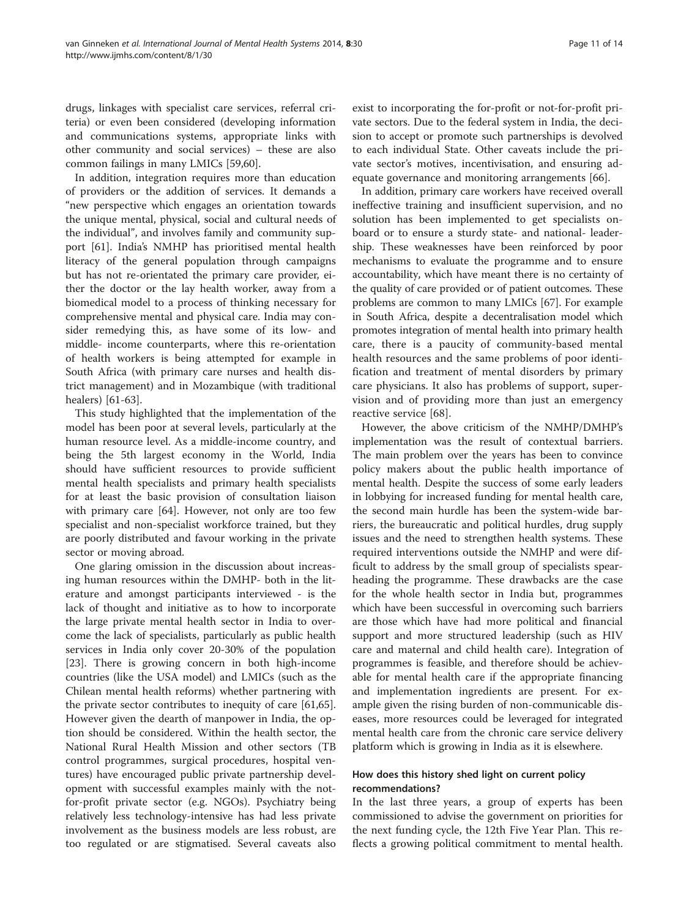drugs, linkages with specialist care services, referral criteria) or even been considered (developing information and communications systems, appropriate links with other community and social services) – these are also common failings in many LMICs [59,60].

In addition, integration requires more than education of providers or the addition of services. It demands a "new perspective which engages an orientation towards the unique mental, physical, social and cultural needs of the individual", and involves family and community support [61]. India's NMHP has prioritised mental health literacy of the general population through campaigns but has not re-orientated the primary care provider, either the doctor or the lay health worker, away from a biomedical model to a process of thinking necessary for comprehensive mental and physical care. India may consider remedying this, as have some of its low- and middle- income counterparts, where this re-orientation of health workers is being attempted for example in South Africa (with primary care nurses and health district management) and in Mozambique (with traditional healers) [61-63].

This study highlighted that the implementation of the model has been poor at several levels, particularly at the human resource level. As a middle-income country, and being the 5th largest economy in the World, India should have sufficient resources to provide sufficient mental health specialists and primary health specialists for at least the basic provision of consultation liaison with primary care [64]. However, not only are too few specialist and non-specialist workforce trained, but they are poorly distributed and favour working in the private sector or moving abroad.

One glaring omission in the discussion about increasing human resources within the DMHP- both in the literature and amongst participants interviewed - is the lack of thought and initiative as to how to incorporate the large private mental health sector in India to overcome the lack of specialists, particularly as public health services in India only cover 20-30% of the population [23]. There is growing concern in both high-income countries (like the USA model) and LMICs (such as the Chilean mental health reforms) whether partnering with the private sector contributes to inequity of care [61,65]. However given the dearth of manpower in India, the option should be considered. Within the health sector, the National Rural Health Mission and other sectors (TB control programmes, surgical procedures, hospital ventures) have encouraged public private partnership development with successful examples mainly with the not-for-profit private sector (e.g. NGOs). Psychiatry being relatively less technology-intensive has had less private involvement as the business models are less robust, are too regulated or are stigmatised. Several caveats also exist to incorporating the for-profit or not-for-profit private sectors. Due to the federal system in India, the decision to accept or promote such partnerships is devolved to each individual State. Other caveats include the private sector's motives, incentivisation, and ensuring adequate governance and monitoring arrangements [66].

In addition, primary care workers have received overall ineffective training and insufficient supervision, and no solution has been implemented to get specialists onboard or to ensure a sturdy state- and national- leadership. These weaknesses have been reinforced by poor mechanisms to evaluate the programme and to ensure accountability, which have meant there is no certainty of the quality of care provided or of patient outcomes. These problems are common to many LMICs [67]. For example in South Africa, despite a decentralisation model which promotes integration of mental health into primary health care, there is a paucity of community-based mental health resources and the same problems of poor identification and treatment of mental disorders by primary care physicians. It also has problems of support, supervision and of providing more than just an emergency reactive service [68].

However, the above criticism of the NMHP/DMHP's implementation was the result of contextual barriers. The main problem over the years has been to convince policy makers about the public health importance of mental health. Despite the success of some early leaders in lobbying for increased funding for mental health care, the second main hurdle has been the system-wide barriers, the bureaucratic and political hurdles, drug supply issues and the need to strengthen health systems. These required interventions outside the NMHP and were difficult to address by the small group of specialists spearheading the programme. These drawbacks are the case for the whole health sector in India but, programmes which have been successful in overcoming such barriers are those which have had more political and financial support and more structured leadership (such as HIV care and maternal and child health care). Integration of programmes is feasible, and therefore should be achievable for mental health care if the appropriate financing and implementation ingredients are present. For example given the rising burden of non-communicable diseases, more resources could be leveraged for integrated mental health care from the chronic care service delivery platform which is growing in India as it is elsewhere.

### How does this history shed light on current policy recommendations?

In the last three years, a group of experts has been commissioned to advise the government on priorities for the next funding cycle, the 12th Five Year Plan. This reflects a growing political commitment to mental health.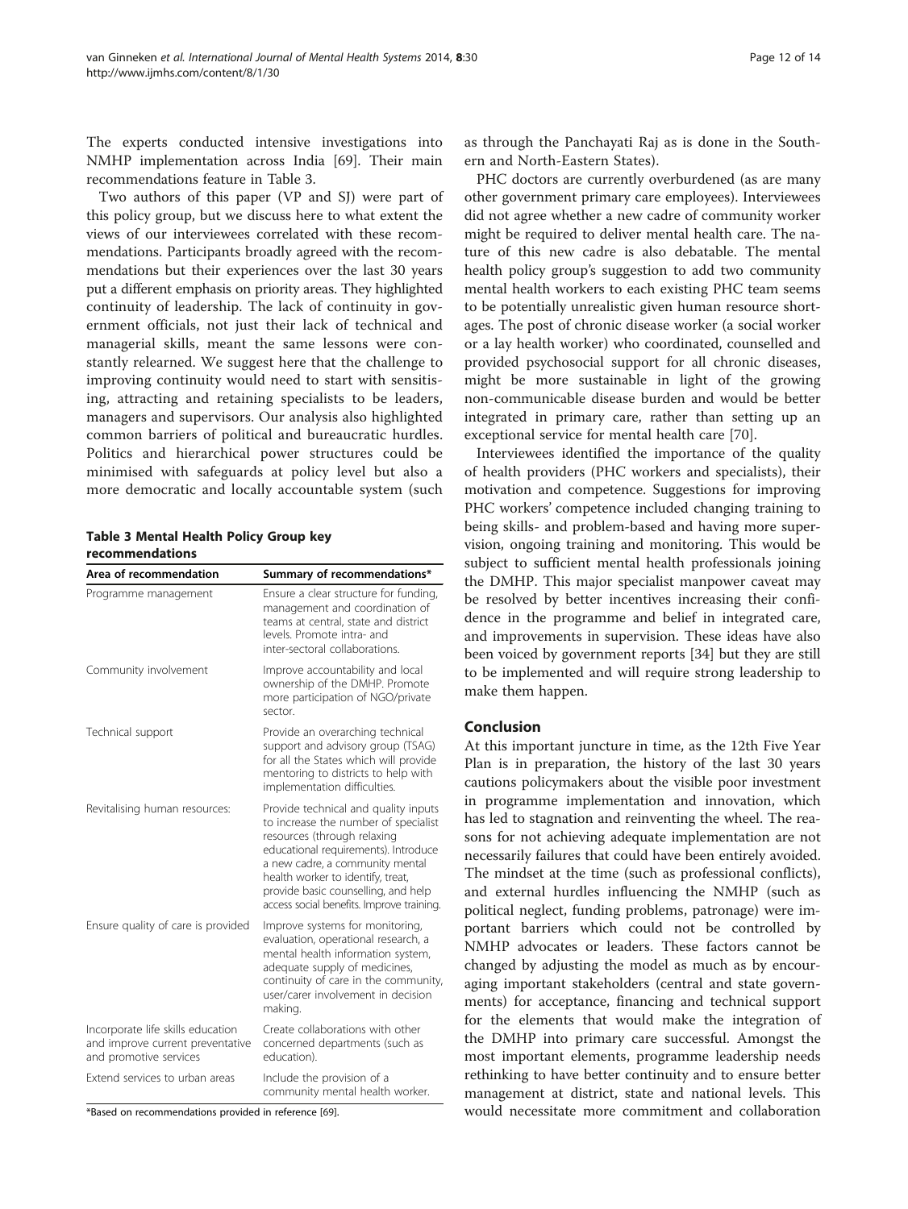The experts conducted intensive investigations into NMHP implementation across India [69]. Their main recommendations feature in Table 3.

Two authors of this paper (VP and SJ) were part of this policy group, but we discuss here to what extent the views of our interviewees correlated with these recommendations. Participants broadly agreed with the recommendations but their experiences over the last 30 years put a different emphasis on priority areas. They highlighted continuity of leadership. The lack of continuity in government officials, not just their lack of technical and managerial skills, meant the same lessons were constantly relearned. We suggest here that the challenge to improving continuity would need to start with sensitising, attracting and retaining specialists to be leaders, managers and supervisors. Our analysis also highlighted common barriers of political and bureaucratic hurdles. Politics and hierarchical power structures could be minimised with safeguards at policy level but also a more democratic and locally accountable system (such as through the Panchayati Raj as is done in the Southern and North-Eastern States).

**Table 3 Mental Health Policy Group key recommendations**

| Area of recommendation | Summary of recommendations* |
|---|---|
| Programme management | Ensure a clear structure for funding, management and coordination of teams at central, state and district levels. Promote intra- and inter-sectoral collaborations. |
| Community involvement | Improve accountability and local ownership of the DMHP. Promote more participation of NGO/private sector. |
| Technical support | Provide an overarching technical support and advisory group (TSAG) for all the States which will provide mentoring to districts to help with implementation difficulties. |
| Revitalising human resources: | Provide technical and quality inputs to increase the number of specialist resources (through relaxing educational requirements). Introduce a new cadre, a community mental health worker to identify, treat, provide basic counselling, and help access social benefits. Improve training. |
| Ensure quality of care is provided | Improve systems for monitoring, evaluation, operational research, a mental health information system, adequate supply of medicines, continuity of care in the community, user/carer involvement in decision making. |
| Incorporate life skills education and improve current preventative and promotive services | Create collaborations with other concerned departments (such as education). |
| Extend services to urban areas | Include the provision of a community mental health worker. |

*Based on recommendations provided in reference [69].

PHC doctors are currently overburdened (as are many other government primary care employees). Interviewees did not agree whether a new cadre of community worker might be required to deliver mental health care. The nature of this new cadre is also debatable. The mental health policy group's suggestion to add two community mental health workers to each existing PHC team seems to be potentially unrealistic given human resource shortages. The post of chronic disease worker (a social worker or a lay health worker) who coordinated, counselled and provided psychosocial support for all chronic diseases, might be more sustainable in light of the growing non-communicable disease burden and would be better integrated in primary care, rather than setting up an exceptional service for mental health care [70].

Interviewees identified the importance of the quality of health providers (PHC workers and specialists), their motivation and competence. Suggestions for improving PHC workers' competence included changing training to being skills- and problem-based and having more supervision, ongoing training and monitoring. This would be subject to sufficient mental health professionals joining the DMHP. This major specialist manpower caveat may be resolved by better incentives increasing their confidence in the programme and belief in integrated care, and improvements in supervision. These ideas have also been voiced by government reports [34] but they are still to be implemented and will require strong leadership to make them happen.

## Conclusion

At this important juncture in time, as the 12th Five Year Plan is in preparation, the history of the last 30 years cautions policymakers about the visible poor investment in programme implementation and innovation, which has led to stagnation and reinventing the wheel. The reasons for not achieving adequate implementation are not necessarily failures that could have been entirely avoided. The mindset at the time (such as professional conflicts), and external hurdles influencing the NMHP (such as political neglect, funding problems, patronage) were important barriers which could not be controlled by NMHP advocates or leaders. These factors cannot be changed by adjusting the model as much as by encouraging important stakeholders (central and state governments) for acceptance, financing and technical support for the elements that would make the integration of the DMHP into primary care successful. Amongst the most important elements, programme leadership needs rethinking to have better continuity and to ensure better management at district, state and national levels. This would necessitate more commitment and collaboration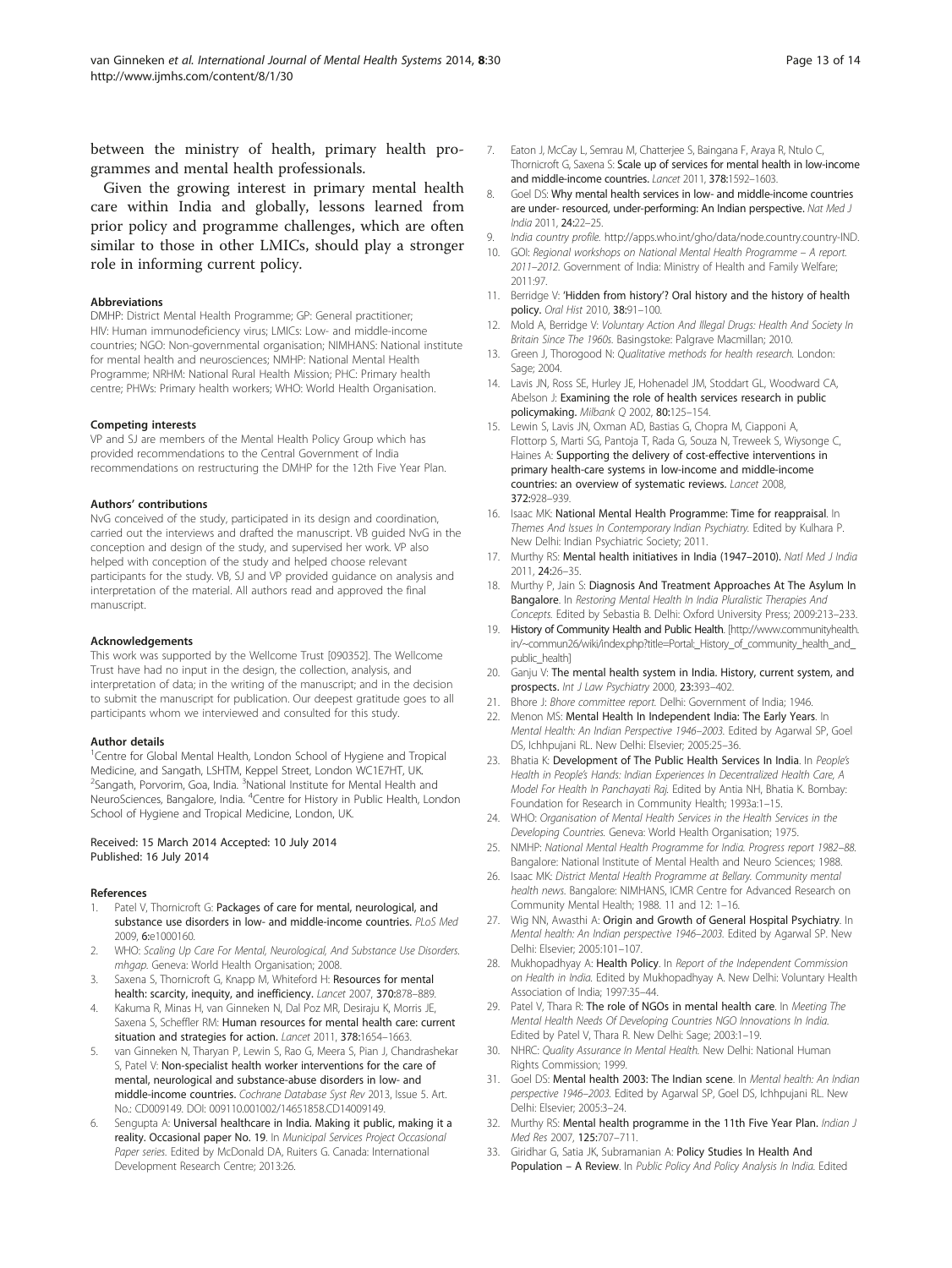between the ministry of health, primary health programmes and mental health professionals.

Given the growing interest in primary mental health care within India and globally, lessons learned from prior policy and programme challenges, which are often similar to those in other LMICs, should play a stronger role in informing current policy.

#### Abbreviations

DMHP: District Mental Health Programme; GP: General practitioner; HIV: Human immunodeficiency virus; LMICs: Low- and middle-income countries; NGO: Non-governmental organisation; NIMHANS: National institute for mental health and neurosciences; NMHP: National Mental Health Programme; NRHM: National Rural Health Mission; PHC: Primary health centre; PHWs: Primary health workers; WHO: World Health Organisation.

#### Competing interests

VP and SJ are members of the Mental Health Policy Group which has provided recommendations to the Central Government of India recommendations on restructuring the DMHP for the 12th Five Year Plan.

#### Authors' contributions

NvG conceived of the study, participated in its design and coordination, carried out the interviews and drafted the manuscript. VB guided NvG in the conception and design of the study, and supervised her work. VP also helped with conception of the study and helped choose relevant participants for the study. VB, SJ and VP provided guidance on analysis and interpretation of the material. All authors read and approved the final manuscript.

#### Acknowledgements

This work was supported by the Wellcome Trust [090352]. The Wellcome Trust have had no input in the design, the collection, analysis, and interpretation of data; in the writing of the manuscript; and in the decision to submit the manuscript for publication. Our deepest gratitude goes to all participants whom we interviewed and consulted for this study.

#### Author details

[1]Centre for Global Mental Health, London School of Hygiene and Tropical Medicine, and Sangath, LSHTM, Keppel Street, London WC1E7HT, UK. [2]Sangath, Porvorim, Goa, India. [3]National Institute for Mental Health and NeuroSciences, Bangalore, India. [4]Centre for History in Public Health, London School of Hygiene and Tropical Medicine, London, UK.

Received: 15 March 2014 Accepted: 10 July 2014
Published: 16 July 2014

#### References

1. Patel V, Thornicroft G: **Packages of care for mental, neurological, and substance use disorders in low- and middle-income countries.** *PLoS Med* 2009, **6:**e1000160.
2. WHO: *Scaling Up Care For Mental, Neurological, And Substance Use Disorders. mhgap.* Geneva: World Health Organisation; 2008.
3. Saxena S, Thornicroft G, Knapp M, Whiteford H: **Resources for mental health: scarcity, inequity, and inefficiency.** *Lancet* 2007, **370:**878–889.
4. Kakuma R, Minas H, van Ginneken N, Dal Poz MR, Desiraju K, Morris JE, Saxena S, Scheffler RM: **Human resources for mental health care: current situation and strategies for action.** *Lancet* 2011, **378:**1654–1663.
5. van Ginneken N, Tharyan P, Lewin S, Rao G, Meera S, Pian J, Chandrashekar S, Patel V: **Non-specialist health worker interventions for the care of mental, neurological and substance-abuse disorders in low- and middle-income countries.** *Cochrane Database Syst Rev* 2013, Issue 5. Art. No.: CD009149. DOI: 009110.001002/14651858.CD14009149.
6. Sengupta A: **Universal healthcare in India. Making it public, making it a reality. Occasional paper No. 19**. In *Municipal Services Project Occasional Paper series.* Edited by McDonald DA, Ruiters G. Canada: International Development Research Centre; 2013:26.
7. Eaton J, McCay L, Semrau M, Chatterjee S, Baingana F, Araya R, Ntulo C, Thornicroft G, Saxena S: **Scale up of services for mental health in low-income and middle-income countries.** *Lancet* 2011, **378:**1592–1603.
8. Goel DS: **Why mental health services in low- and middle-income countries are under- resourced, under-performing: An Indian perspective.** *Nat Med J India* 2011, **24:**22–25.
9. *India country profile.* http://apps.who.int/gho/data/node.country.country-IND.
10. GOI: *Regional workshops on National Mental Health Programme – A report. 2011–2012.* Government of India: Ministry of Health and Family Welfare; 2011:97.
11. Berridge V: **'Hidden from history'? Oral history and the history of health policy.** *Oral Hist* 2010, **38:**91–100.
12. Mold A, Berridge V: *Voluntary Action And Illegal Drugs: Health And Society In Britain Since The 1960s.* Basingstoke: Palgrave Macmillan; 2010.
13. Green J, Thorogood N: *Qualitative methods for health research.* London: Sage; 2004.
14. Lavis JN, Ross SE, Hurley JE, Hohenadel JM, Stoddart GL, Woodward CA, Abelson J: **Examining the role of health services research in public policymaking.** *Milbank Q* 2002, **80:**125–154.
15. Lewin S, Lavis JN, Oxman AD, Bastias G, Chopra M, Ciapponi A, Flottorp S, Marti SG, Pantoja T, Rada G, Souza N, Treweek S, Wiysonge C, Haines A: **Supporting the delivery of cost-effective interventions in primary health-care systems in low-income and middle-income countries: an overview of systematic reviews.** *Lancet* 2008, **372:**928–939.
16. Isaac MK: **National Mental Health Programme: Time for reappraisal**. In *Themes And Issues In Contemporary Indian Psychiatry.* Edited by Kulhara P. New Delhi: Indian Psychiatric Society; 2011.
17. Murthy RS: **Mental health initiatives in India (1947–2010).** *Natl Med J India* 2011, **24:**26–35.
18. Murthy P, Jain S: **Diagnosis And Treatment Approaches At The Asylum In Bangalore**. In *Restoring Mental Health In India Pluralistic Therapies And Concepts.* Edited by Sebastia B. Delhi: Oxford University Press; 2009:213–233.
19. **History of Community Health and Public Health**. [http://www.communityhealth.in/~commun26/wiki/index.php?title=Portal:_History_of_community_health_and_public_health]
20. Ganju V: **The mental health system in India. History, current system, and prospects.** *Int J Law Psychiatry* 2000, **23:**393–402.
21. Bhore J: *Bhore committee report.* Delhi: Government of India; 1946.
22. Menon MS: **Mental Health In Independent India: The Early Years**. In *Mental Health: An Indian Perspective 1946–2003.* Edited by Agarwal SP, Goel DS, Ichhpujani RL. New Delhi: Elsevier; 2005:25–36.
23. Bhatia K: **Development of The Public Health Services In India**. In *People's Health in People's Hands: Indian Experiences In Decentralized Health Care, A Model For Health In Panchayati Raj.* Edited by Antia NH, Bhatia K. Bombay: Foundation for Research in Community Health; 1993a:1–15.
24. WHO: *Organisation of Mental Health Services in the Health Services in the Developing Countries.* Geneva: World Health Organisation; 1975.
25. NMHP: *National Mental Health Programme for India. Progress report 1982–88.* Bangalore: National Institute of Mental Health and Neuro Sciences; 1988.
26. Isaac MK: *District Mental Health Programme at Bellary. Community mental health news.* Bangalore: NIMHANS, ICMR Centre for Advanced Research on Community Mental Health; 1988. 11 and 12: 1–16.
27. Wig NN, Awasthi A: **Origin and Growth of General Hospital Psychiatry**. In *Mental health: An Indian perspective 1946–2003.* Edited by Agarwal SP. New Delhi: Elsevier; 2005:101–107.
28. Mukhopadhyay A: **Health Policy**. In *Report of the Independent Commission on Health in India.* Edited by Mukhopadhyay A. New Delhi: Voluntary Health Association of India; 1997:35–44.
29. Patel V, Thara R: **The role of NGOs in mental health care**. In *Meeting The Mental Health Needs Of Developing Countries NGO Innovations In India.* Edited by Patel V, Thara R. New Delhi: Sage; 2003:1–19.
30. NHRC: *Quality Assurance In Mental Health.* New Delhi: National Human Rights Commission; 1999.
31. Goel DS: **Mental health 2003: The Indian scene**. In *Mental health: An Indian perspective 1946–2003.* Edited by Agarwal SP, Goel DS, Ichhpujani RL. New Delhi: Elsevier; 2005:3–24.
32. Murthy RS: **Mental health programme in the 11th Five Year Plan.** *Indian J Med Res* 2007, **125:**707–711.
33. Giridhar G, Satia JK, Subramanian A: **Policy Studies In Health And Population – A Review**. In *Public Policy And Policy Analysis In India.* Edited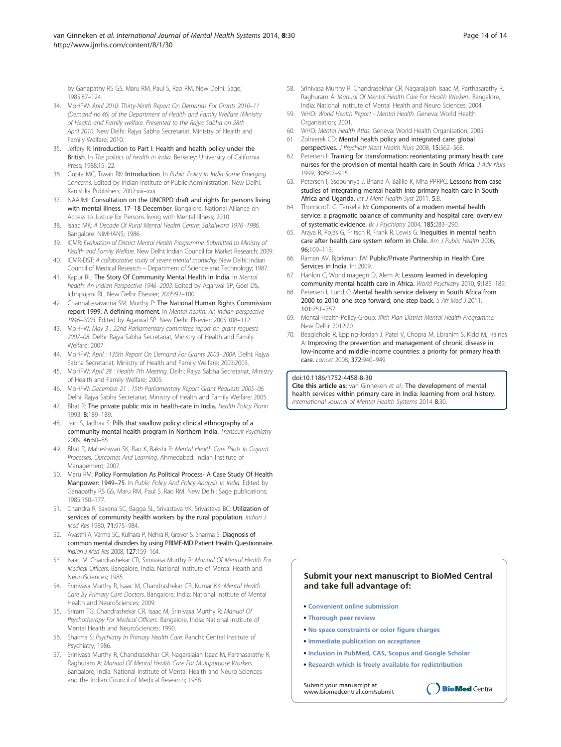by Ganapathy RS GS, Maru RM, Paul S, Rao RM. New Delhi: Sage; 1985:87–124.

34. MoHFW: *April 2010: Thirty-Ninth Report On Demands For Grants 2010–11 (Demand no.46) of the Department of Health and Family Welfare (Ministry of Health and Family welfare. Presented to the Rajya Sabha on 28th April 2010.* New Delhi: Rajya Sabha Secretariat, Ministry of Health and Family Welfare; 2010.
35. Jeffery R: **Introduction to Part I: Health and health policy under the British**. In *The politics of health in India.* Berkeley: University of California Press; 1988:15–22.
36. Gupta MC, Tiwari RK: **Introduction**. In *Public Policy In India Some Emerging Concerns.* Edited by Indian-Institute-of-Public-Administration. New Delhi: Kanishka Publishers; 2002:xiii–xxii.
37. NAAJMI: **Consultation on the UNCRPD draft and rights for persons living with mental illness. 17–18 December**. Bangalore: National Alliance on Access to Justice for Persons living with Mental Illness; 2010.
38. Isaac MK: *A Decade Of Rural Mental Health Centre: Sakalwara 1976–1986.* Bangalore: NIMHANS; 1986.
39. ICMR: *Evaluation of District Mental Health Programme. Submitted to Ministry of Health and Family Welfare.* New Delhi: Indian Council for Market Research; 2009.
40. ICMR-DST: *A collaborative study of severe mental morbidity.* New Delhi: Indian Council of Medical Research – Department of Science and Technology; 1987.
41. Kapur RL: **The Story Of Community Mental Health In India**. In *Mental health: An Indian Perspective 1946–2003.* Edited by Agarwal SP, Goel DS, Ichhpujani RL. New Delhi: Elsevier; 2005:92–100.
42. Channabasavanna SM, Murthy P: **The National Human Rights Commission report 1999: A defining moment**. In *Mental health: An Indian perspective 1946–2003.* Edited by Agarwal SP. New Delhi: Elsevier; 2005:108–112.
43. MoHFW: *May 3 : 22nd Parliamentary committee report on grant requests 2007–08.* Delhi: Rajya Sabha Secretariat, Ministry of Health and Family Welfare; 2007.
44. MoHFW: *April : 135th Report On Demand For Grants 2003–2004.* Delhi: Rajya Sabha Secretariat, Ministry of Health and Family Welfare; 2003:2003.
45. MoHFW: *April 28 : Health 7th Meeting.* Delhi: Rajya Sabha Secretariat, Ministry of Health and Family Welfare; 2005.
46. MoHFW: *December 21 : 15th Parliamentary Report Grant Requests 2005–06.* Delhi: Rajya Sabha Secretariat, Ministry of Health and Family Welfare; 2005.
47. Bhat R: **The private public mix in health-care in India.** *Health Policy Plann* 1993, **8:**189–189.
48. Jain S, Jadhav S: **Pills that swallow policy: clinical ethnography of a community mental health program in Northern India.** *Transcult Psychiatry* 2009, **46:**60–85.
49. Bhat R, Maheshwari SK, Rao K, Bakshi R: *Mental Health Care Pilots In Gujarat. Processes, Outcomes And Learning.* Ahmedabad: Indian Institute of Management; 2007.
50. Maru RM: **Policy Formulation As Political Process- A Case Study Of Health Manpower: 1949–75**. In *Public Policy And Policy Analysis In India.* Edited by Ganapathy RS GS, Maru RM, Paul S, Rao RM. New Delhi: Sage publications; 1985:150–177.
51. Chandra R, Saxena SC, Bagga SL, Srivastava VK, Srivastava BC: **Utilization of services of community health workers by the rural population.** *Indian J Med Res* 1980, **71:**975–984.
52. Avasthi A, Varma SC, Kulhara P, Nehra R, Grover S, Sharma S: **Diagnosis of common mental disorders by using PRIME-MD Patient Health Questionnaire.** *Indian J Med Res* 2008, **127:**159–164.
53. Isaac M, Chandrashekar CR, Srinivasa Murthy R: *Manual Of Mental Health For Medical Officers.* Bangalore, India: National Institute of Mental Health and NeuroSciences; 1985.
54. Srinivasa Murthy R, Isaac M, Chandrashekar CR, Kumar KK: *Mental Health Care By Primary Care Doctors.* Bangalore, India: National Institute of Mental Health and NeuroSciences; 2009.
55. Sriram TG, Chandrashekar CR, Isaac M, Srinivasa Murthy R: *Manual Of Psychotherapy For Medical Officers.* Bangalore, India: National Institute of Mental Health and NeuroSciences; 1990.
56. Sharma S: *Psychiatry In Primary Health Care.* Ranchi: Central Institute of Psychiatry; 1986.
57. Srinivasa Murthy R, Chandrasekhar CR, Nagarajaiah Isaac M, Parthasarathy R, Raghuram A: *Manual Of Mental Health Care For Multipurpose Workers.* Bangalore, India: National Institute of Mental Health and Neuro Sciences and the Indian Council of Medical Research; 1988.
58. Srinivasa Murthy R, Chandrasekhar CR, Nagarajaiah Isaac M, Parthasarathy R, Raghuram A: *Manual Of Mental Health Care For Health Workers.* Bangalore, India: National Institute of Mental Health and Neuro Sciences; 2004.
59. WHO: *World Health Report - Mental Health.* Geneva: World Health Organisation; 2001.
60. WHO: *Mental Health Atlas.* Geneva: World Health Organisation; 2005.
61. Zolnierek CD: **Mental health policy and integrated care: global perspectives.** *J Psychiatr Ment Health Nurs* 2008, **15:**562–568.
62. Petersen I: **Training for transformation: reorientating primary health care nurses for the provision of mental health care in South Africa.** *J Adv Nurs* 1999, **30:**907–915.
63. Petersen I, Ssebunnya J, Bhana A, Baillie K, Mha PPRPC: **Lessons from case studies of integrating mental health into primary health care in South Africa and Uganda.** *Int J Ment Health Syst* 2011, **5:**8.
64. Thornicroft G, Tansella M: **Components of a modern mental health service: a pragmatic balance of community and hospital care: overview of systematic evidence.** *Br J Psychiatry* 2004, **185:**283–290.
65. Araya R, Rojas G, Fritsch R, Frank R, Lewis G: **Inequities in mental health care after health care system reform in Chile.** *Am J Public Health* 2006, **96:**109–113.
66. Raman AV, Björkman JW: **Public/Private Partnership in Health Care Services in India**. In; 2009.
67. Hanlon C, Wondimagegn D, Alem A: **Lessons learned in developing community mental health care in Africa.** *World Psychiatry* 2010, **9:**185–189.
68. Petersen I, Lund C: **Mental health service delivery in South Africa from 2000 to 2010: one step forward, one step back.** *S Afr Med J* 2011, **101:**751–757.
69. Mental-Health-Policy-Group: *XIIth Plan District Mental Health Programme.* New Delhi: 2012:70.
70. Beaglehole R, Epping-Jordan J, Patel V, Chopra M, Ebrahim S, Kidd M, Haines A: **Improving the prevention and management of chronic disease in low-income and middle-income countries: a priority for primary health care.** *Lancet* 2008, **372:**940–949.

doi:10.1186/1752-4458-8-30

**Cite this article as:** van Ginneken *et al.*: The development of mental health services within primary care in India: learning from oral history. *International Journal of Mental Health Systems* 2014 **8**:30.

**Submit your next manuscript to BioMed Central and take full advantage of:**

- **Convenient online submission**
- **Thorough peer review**
- **No space constraints or color figure charges**
- **Immediate publication on acceptance**
- **Inclusion in PubMed, CAS, Scopus and Google Scholar**
- **Research which is freely available for redistribution**

Submit your manuscript at www.biomedcentral.com/submit

BioMed Central